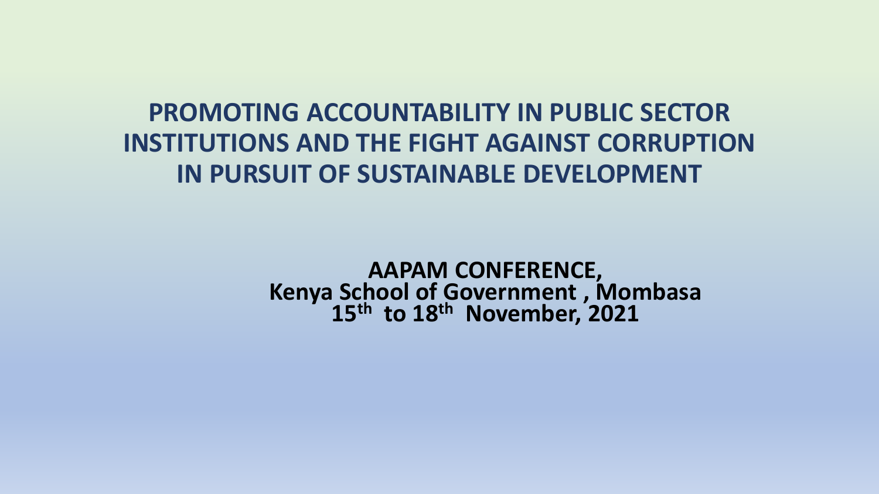# PROMOTING ACCOUNTABILITY IN PUBLIC SECTOR INSTITUTIONS AND THE FIGHT AGAINST CORRUPTION IN PURSUIT OF SUSTAINABLE DEVELOPMENT

**AAPAM CONFERENCE,**
**Kenya School of Government , Mombasa**
**15th to 18th November, 2021**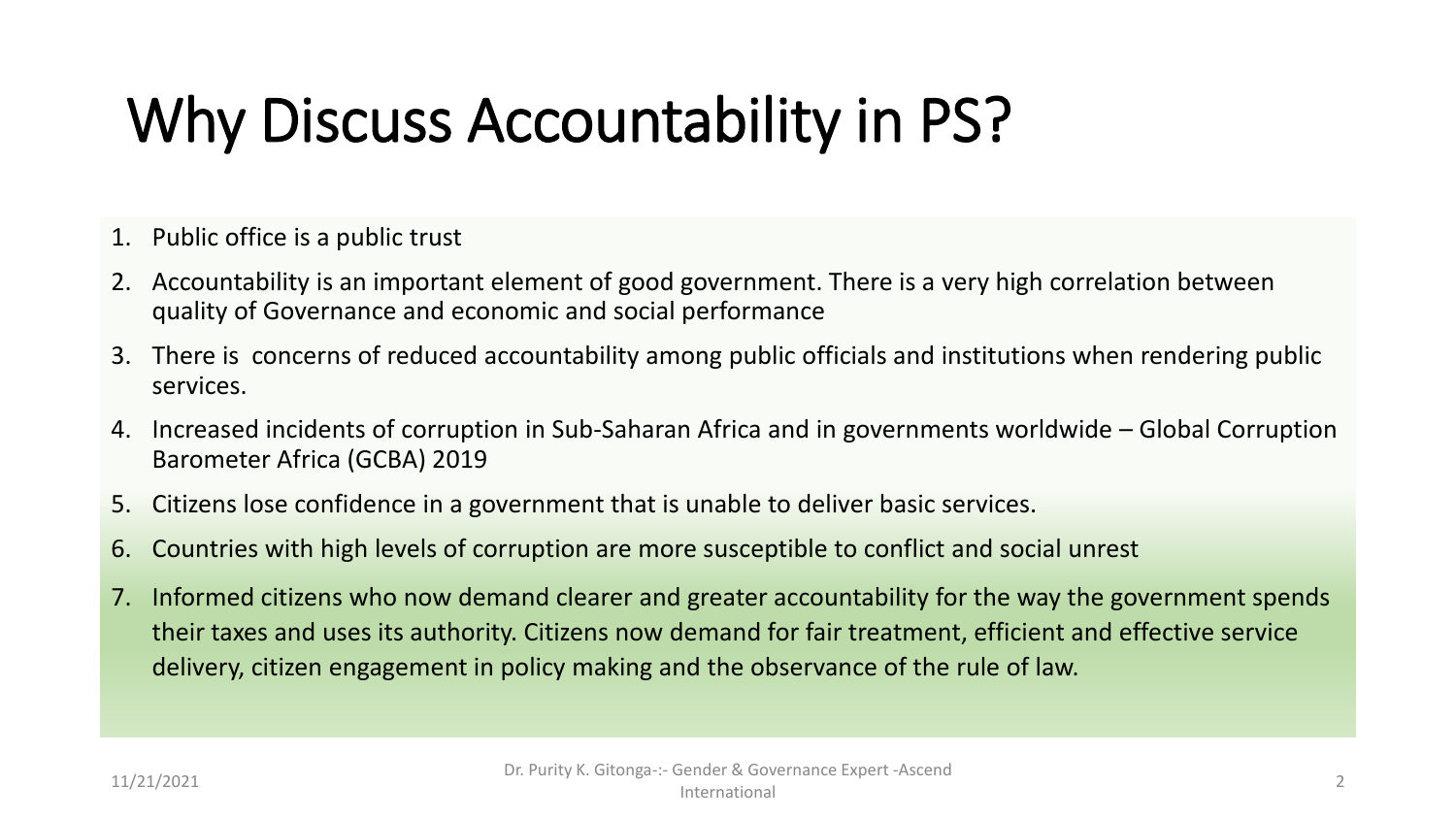# Why Discuss Accountability in PS?

1. Public office is a public trust
2. Accountability is an important element of good government. There is a very high correlation between quality of Governance and economic and social performance
3. There is concerns of reduced accountability among public officials and institutions when rendering public services.
4. Increased incidents of corruption in Sub-Saharan Africa and in governments worldwide – Global Corruption Barometer Africa (GCBA) 2019
5. Citizens lose confidence in a government that is unable to deliver basic services.
6. Countries with high levels of corruption are more susceptible to conflict and social unrest
7. Informed citizens who now demand clearer and greater accountability for the way the government spends their taxes and uses its authority. Citizens now demand for fair treatment, efficient and effective service delivery, citizen engagement in policy making and the observance of the rule of law.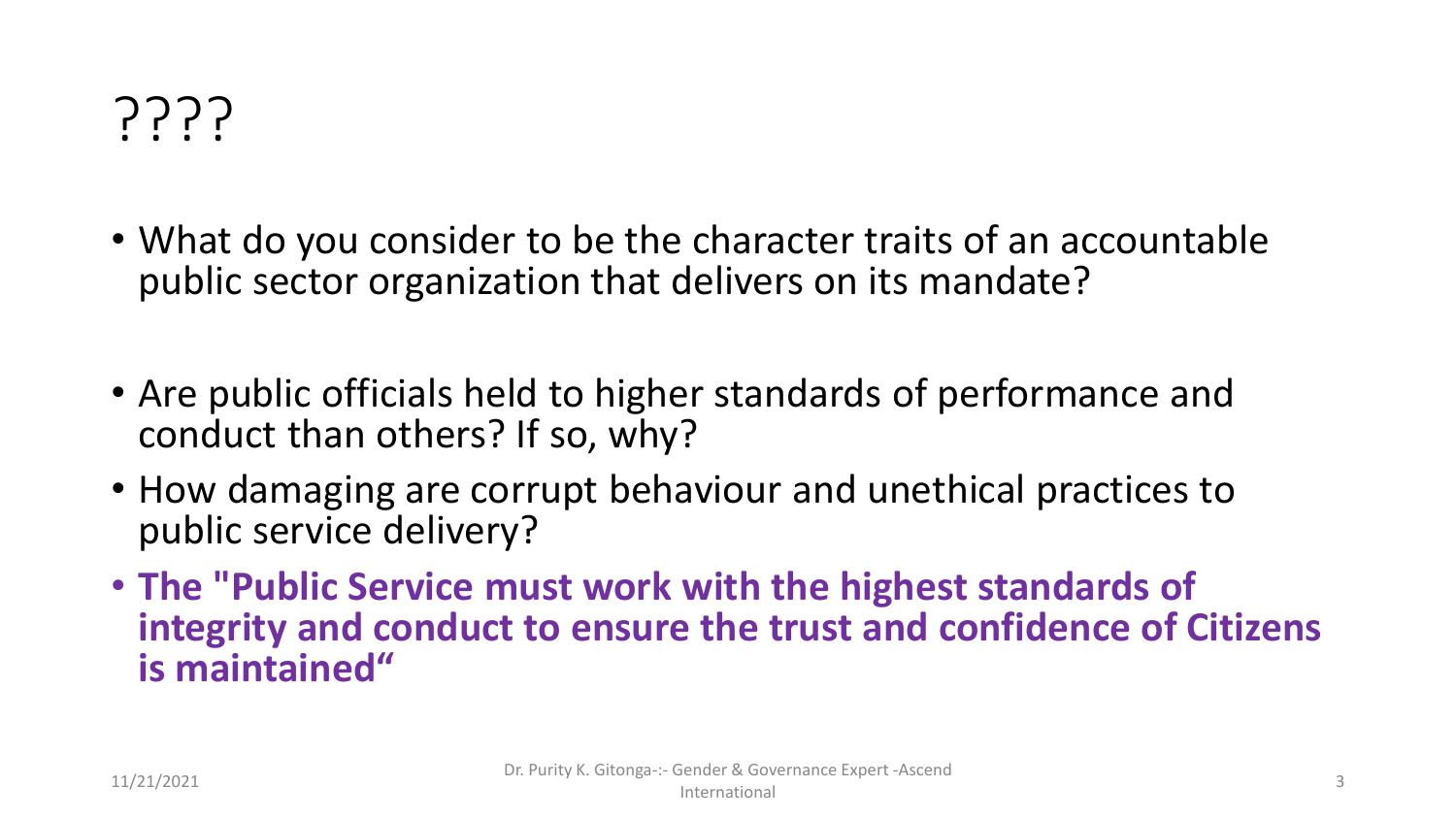# ????

- What do you consider to be the character traits of an accountable public sector organization that delivers on its mandate?

- Are public officials held to higher standards of performance and conduct than others? If so, why?
- How damaging are corrupt behaviour and unethical practices to public service delivery?
- **The "Public Service must work with the highest standards of integrity and conduct to ensure the trust and confidence of Citizens is maintained"**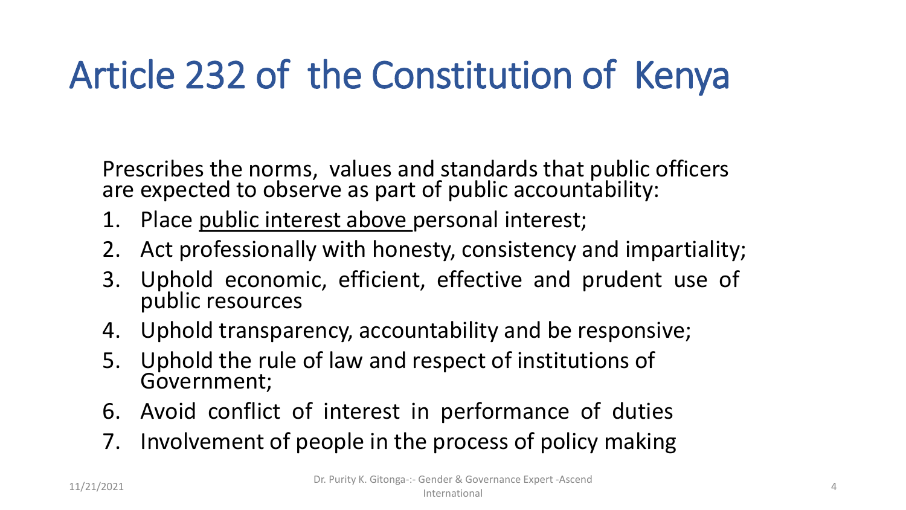# Article 232 of the Constitution of Kenya

Prescribes the norms, values and standards that public officers are expected to observe as part of public accountability:

1. Place <u>public interest above</u> personal interest;
2. Act professionally with honesty, consistency and impartiality;
3. Uphold economic, efficient, effective and prudent use of public resources
4. Uphold transparency, accountability and be responsive;
5. Uphold the rule of law and respect of institutions of Government;
6. Avoid conflict of interest in performance of duties
7. Involvement of people in the process of policy making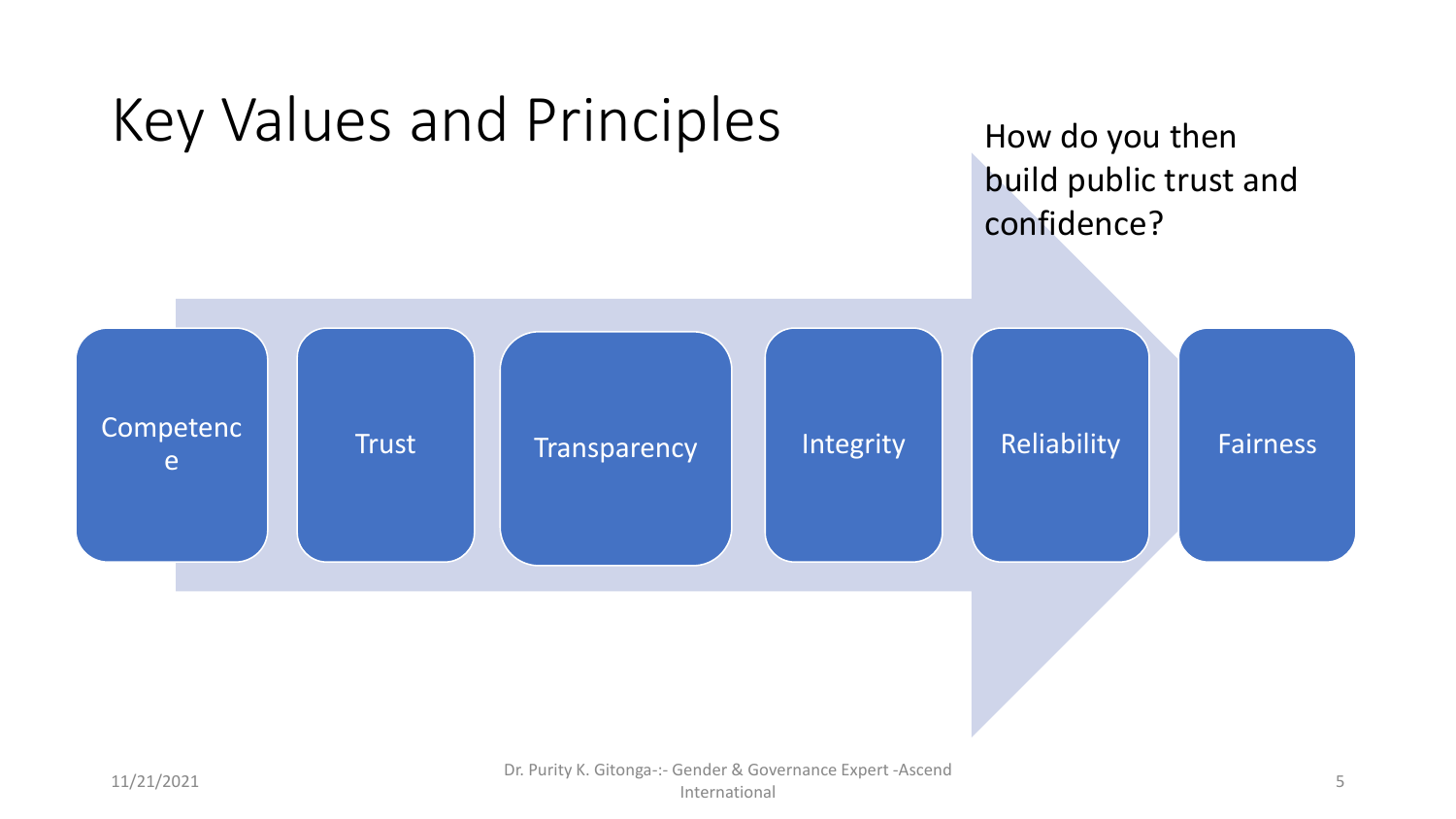# Key Values and Principles

How do you then build public trust and confidence?

- Competence
- Trust
- Transparency
- Integrity
- Reliability
- Fairness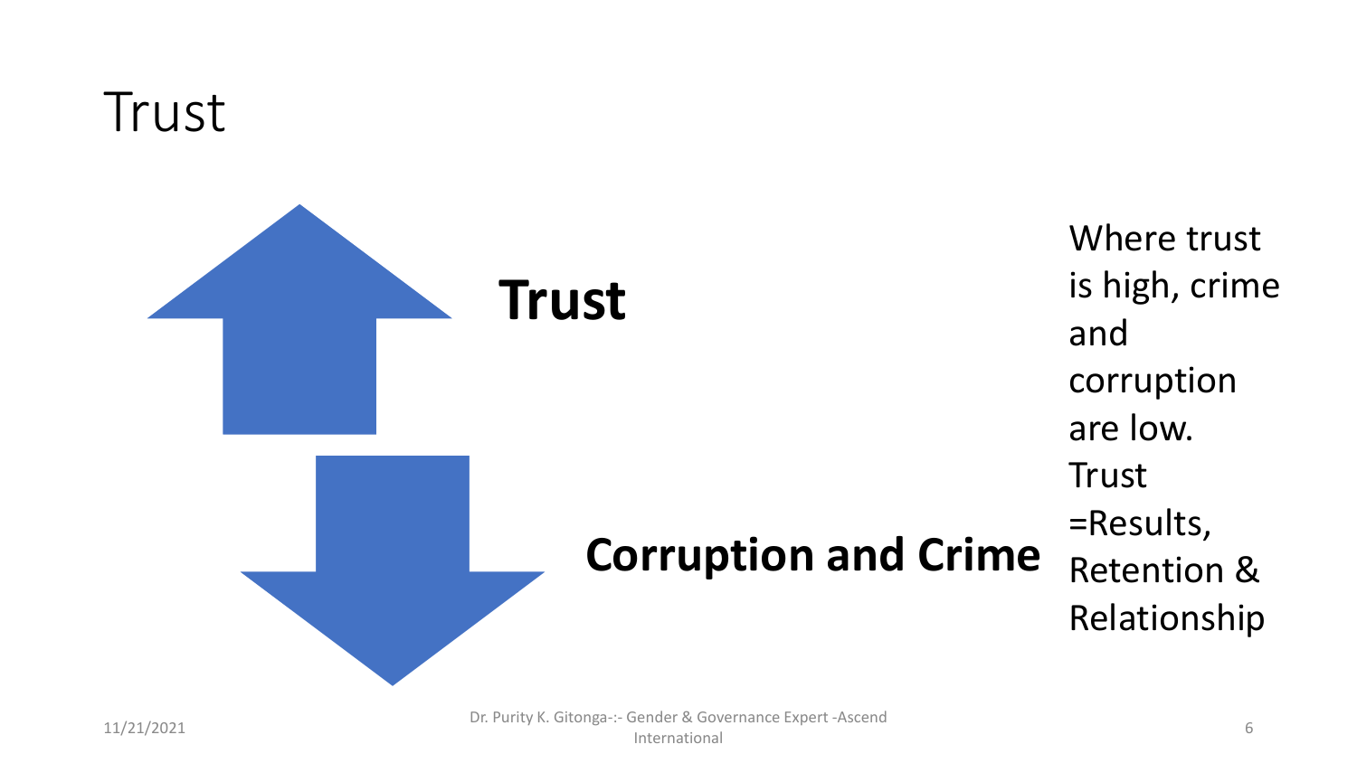# Trust

**Trust**

**Corruption and Crime**

Where trust is high, crime and corruption are low. Trust =Results, Retention & Relationship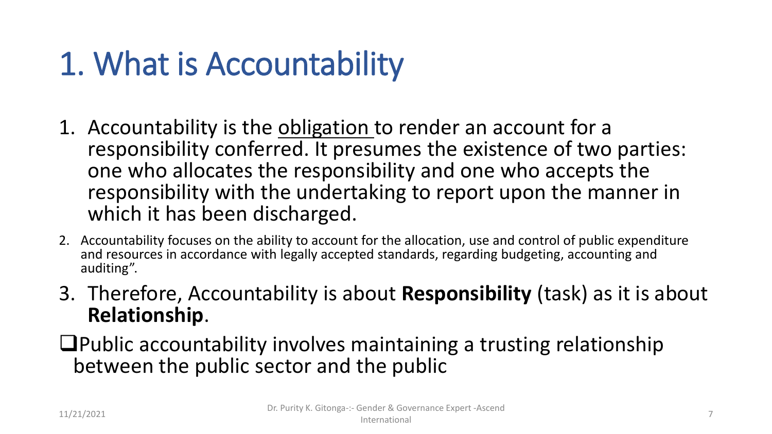# 1. What is Accountability

1. Accountability is the <u>obligation</u> to render an account for a responsibility conferred. It presumes the existence of two parties: one who allocates the responsibility and one who accepts the responsibility with the undertaking to report upon the manner in which it has been discharged.
2. Accountability focuses on the ability to account for the allocation, use and control of public expenditure and resources in accordance with legally accepted standards, regarding budgeting, accounting and auditing".
3. Therefore, Accountability is about **Responsibility** (task) as it is about **Relationship**.

- Public accountability involves maintaining a trusting relationship between the public sector and the public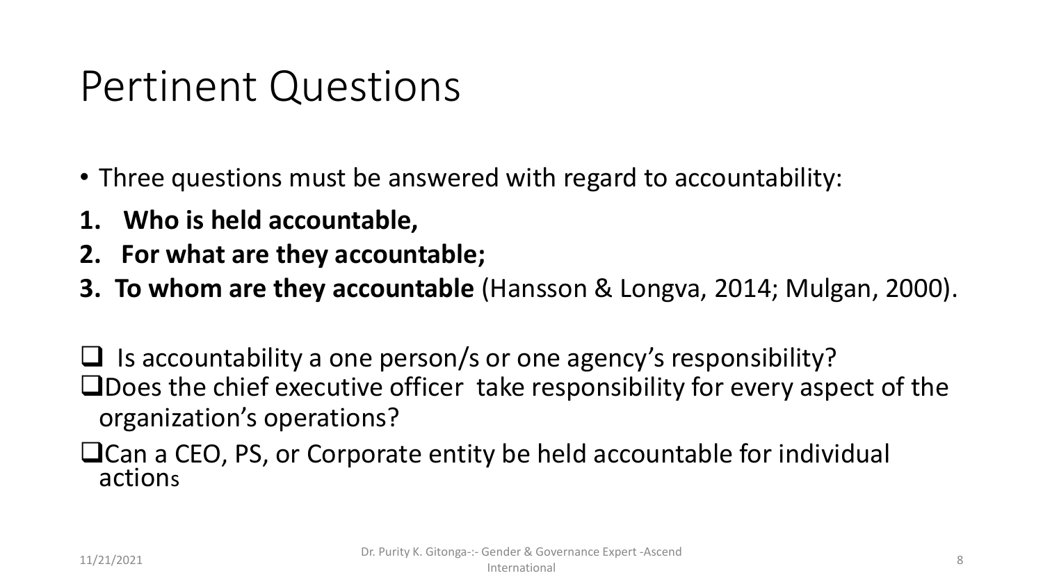# Pertinent Questions

- Three questions must be answered with regard to accountability:

1. **Who is held accountable,**
2. **For what are they accountable;**
3. **To whom are they accountable** (Hansson & Longva, 2014; Mulgan, 2000).

- ❑ Is accountability a one person/s or one agency's responsibility?
- ❑ Does the chief executive officer take responsibility for every aspect of the organization's operations?
- ❑ Can a CEO, PS, or Corporate entity be held accountable for individual actions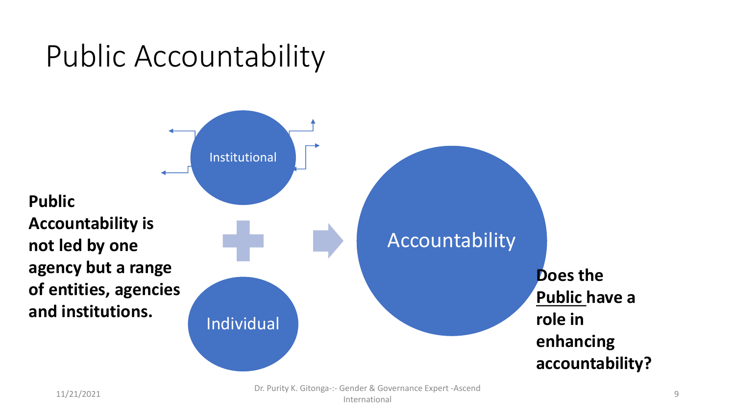# Public Accountability

**Public Accountability is not led by one agency but a range of entities, agencies and institutions.**

Institutional

Individual

Accountability

**Does the <u>Public</u> have a role in enhancing accountability?**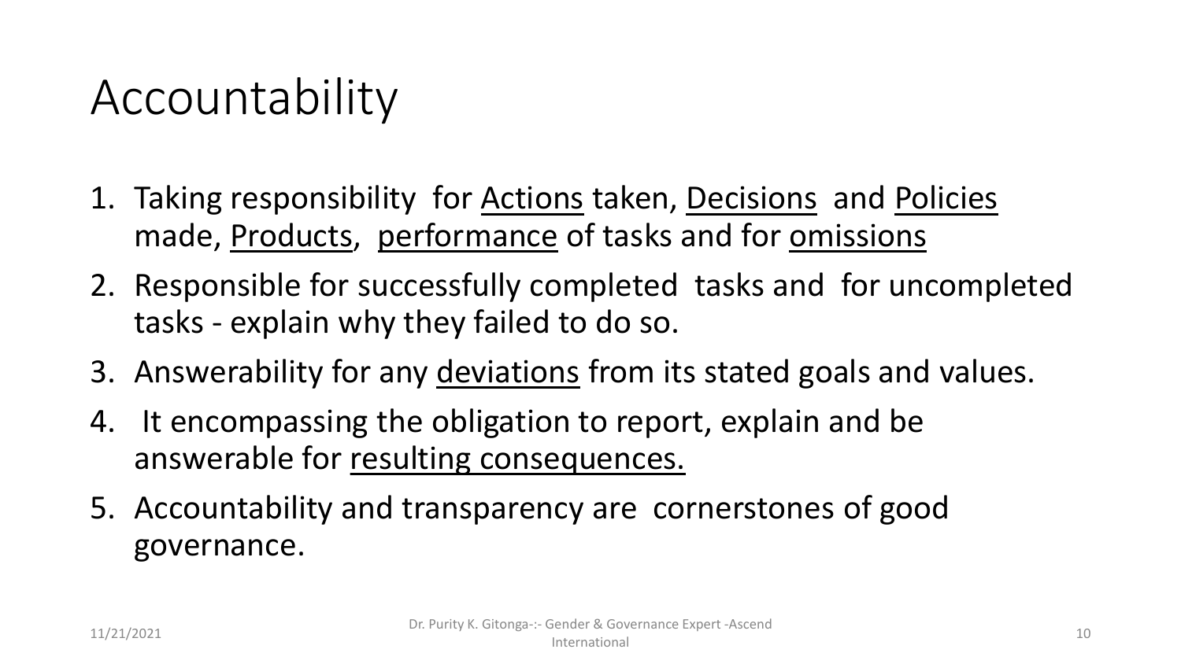# Accountability

1. Taking responsibility for Actions taken, Decisions and Policies made, Products, performance of tasks and for omissions
2. Responsible for successfully completed tasks and for uncompleted tasks - explain why they failed to do so.
3. Answerability for any deviations from its stated goals and values.
4. It encompassing the obligation to report, explain and be answerable for resulting consequences.
5. Accountability and transparency are cornerstones of good governance.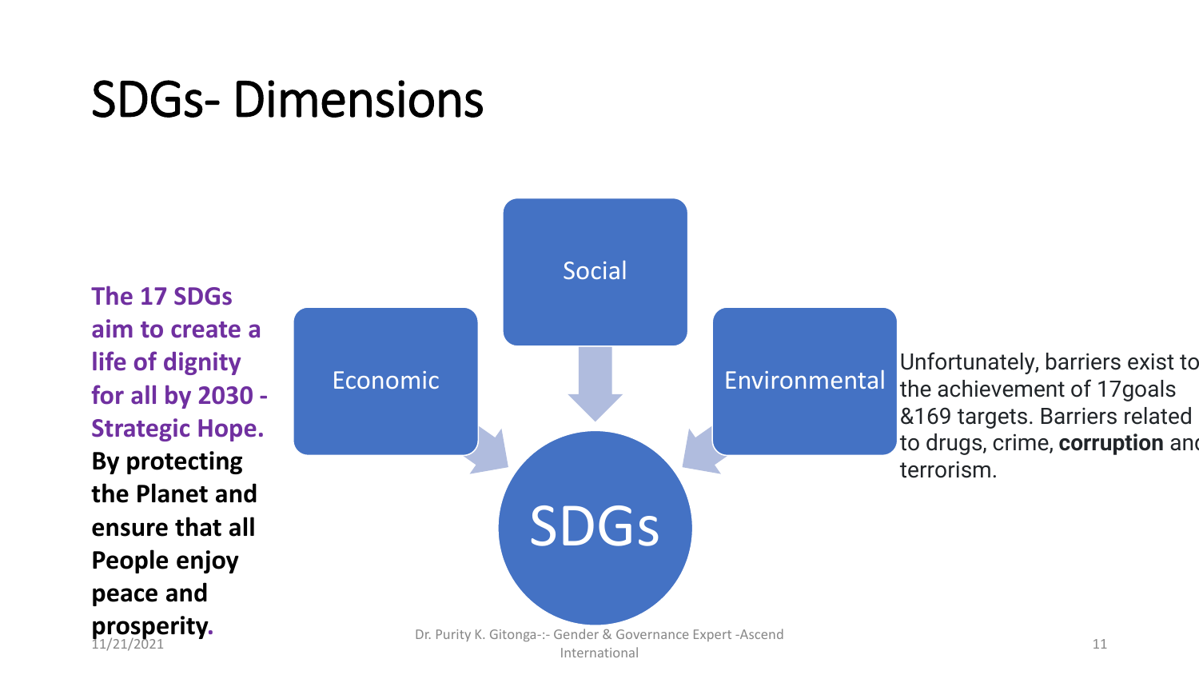# SDGs- Dimensions

**The 17 SDGs aim to create a life of dignity for all by 2030 - Strategic Hope. By protecting the Planet and ensure that all People enjoy peace and prosperity.**

Social

Economic

Environmental

SDGs

Unfortunately, barriers exist to the achievement of 17goals &169 targets. Barriers related to drugs, crime, **corruption** and terrorism.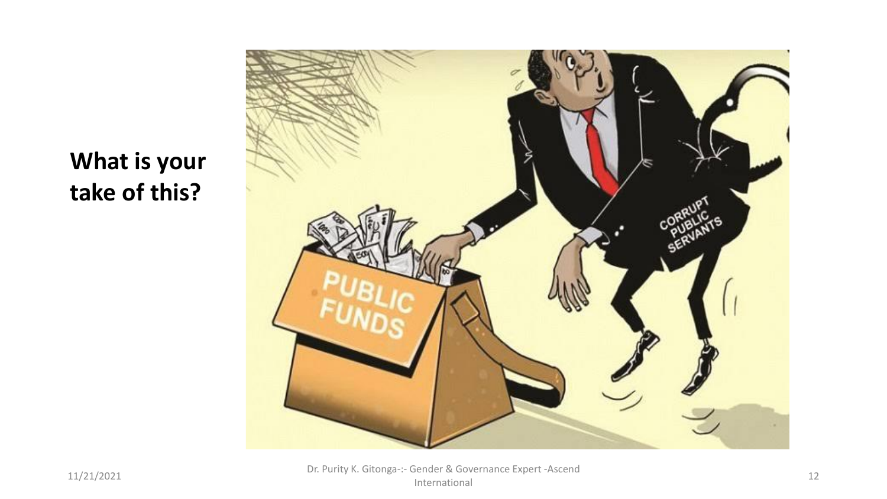**What is your take of this?**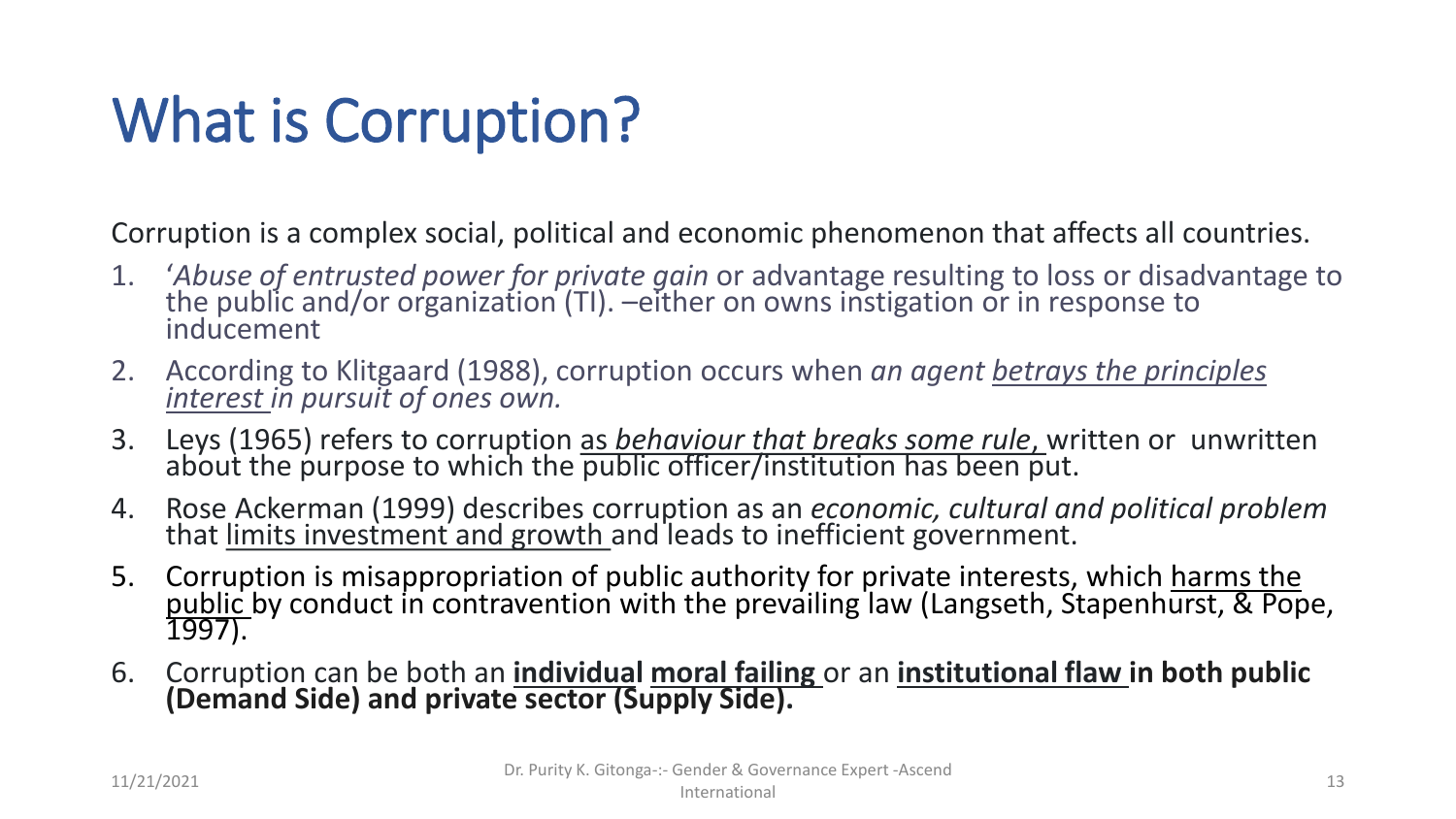# What is Corruption?

Corruption is a complex social, political and economic phenomenon that affects all countries.

1. '*Abuse of entrusted power for private gain* or advantage resulting to loss or disadvantage to the public and/or organization (TI). –either on owns instigation or in response to inducement
2. According to Klitgaard (1988), corruption occurs when *an agent betrays the principles interest in pursuit of ones own.*
3. Leys (1965) refers to corruption as *behaviour that breaks some rule*, written or unwritten about the purpose to which the public officer/institution has been put.
4. Rose Ackerman (1999) describes corruption as an *economic, cultural and political problem* that limits investment and growth and leads to inefficient government.
5. Corruption is misappropriation of public authority for private interests, which harms the public by conduct in contravention with the prevailing law (Langseth, Stapenhurst, & Pope, 1997).
6. Corruption can be both an **individual moral failing** or an **institutional flaw in both public (Demand Side) and private sector (Supply Side).**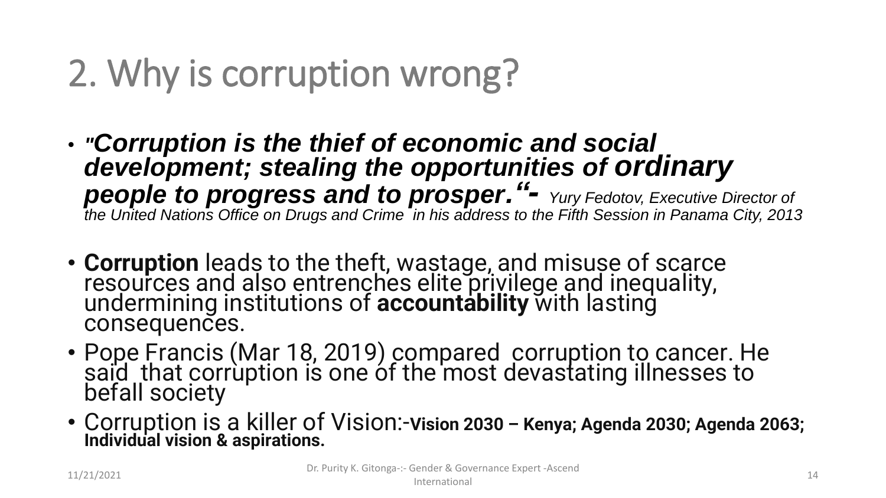# 2. Why is corruption wrong?

- ***"Corruption is the thief of economic and social development; stealing the opportunities of ordinary people to progress and to prosper."-*** *Yury Fedotov, Executive Director of the United Nations Office on Drugs and Crime in his address to the Fifth Session in Panama City, 2013*
- **Corruption** leads to the theft, wastage, and misuse of scarce resources and also entrenches elite privilege and inequality, undermining institutions of **accountability** with lasting consequences.
- Pope Francis (Mar 18, 2019) compared corruption to cancer. He said that corruption is one of the most devastating illnesses to befall society
- Corruption is a killer of Vision:-**Vision 2030 – Kenya; Agenda 2030; Agenda 2063; Individual vision & aspirations.**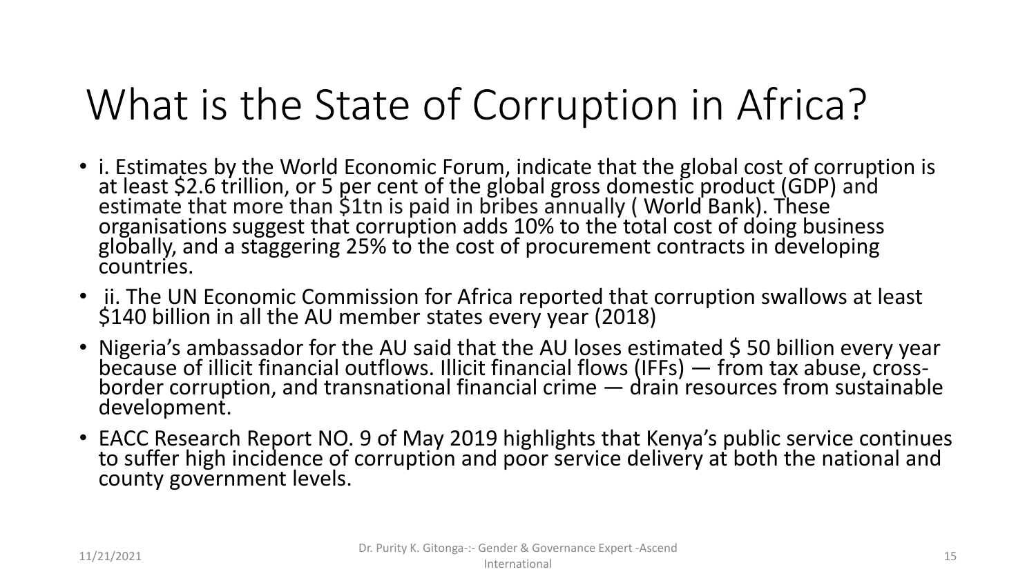# What is the State of Corruption in Africa?

- i. Estimates by the World Economic Forum, indicate that the global cost of corruption is at least $2.6 trillion, or 5 per cent of the global gross domestic product (GDP) and estimate that more than $1tn is paid in bribes annually ( World Bank). These organisations suggest that corruption adds 10% to the total cost of doing business globally, and a staggering 25% to the cost of procurement contracts in developing countries.
- ii. The UN Economic Commission for Africa reported that corruption swallows at least $140 billion in all the AU member states every year (2018)
- Nigeria's ambassador for the AU said that the AU loses estimated $ 50 billion every year because of illicit financial outflows. Illicit financial flows (IFFs) — from tax abuse, cross-border corruption, and transnational financial crime — drain resources from sustainable development.
- EACC Research Report NO. 9 of May 2019 highlights that Kenya's public service continues to suffer high incidence of corruption and poor service delivery at both the national and county government levels.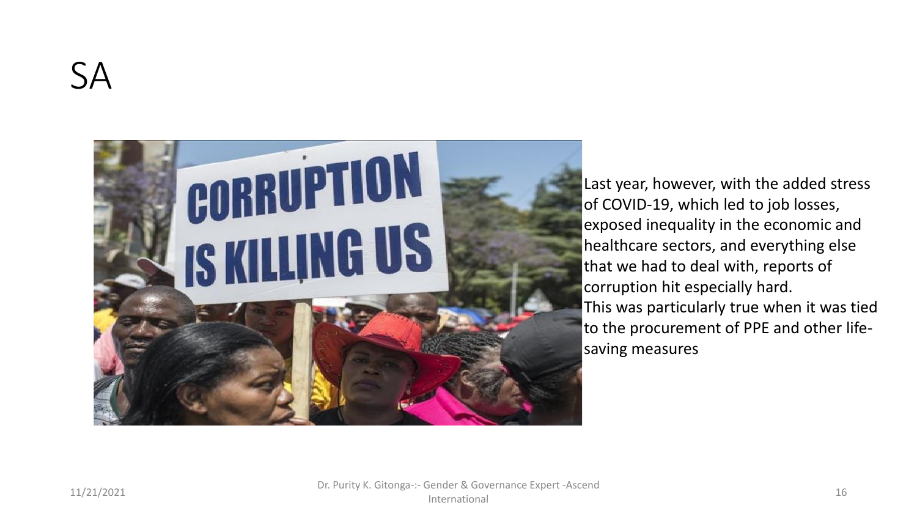# SA

Last year, however, with the added stress of COVID-19, which led to job losses, exposed inequality in the economic and healthcare sectors, and everything else that we had to deal with, reports of corruption hit especially hard.

This was particularly true when it was tied to the procurement of PPE and other life-saving measures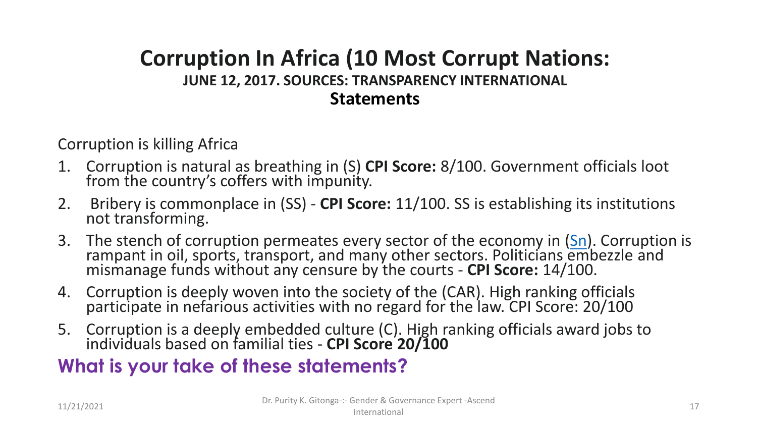# Corruption In Africa (10 Most Corrupt Nations:

### JUNE 12, 2017. SOURCES: TRANSPARENCY INTERNATIONAL

## Statements

Corruption is killing Africa

1. Corruption is natural as breathing in (S) **CPI Score:** 8/100. Government officials loot from the country's coffers with impunity.
2. Bribery is commonplace in (SS) - **CPI Score:** 11/100. SS is establishing its institutions not transforming.
3. The stench of corruption permeates every sector of the economy in (Sn). Corruption is rampant in oil, sports, transport, and many other sectors. Politicians embezzle and mismanage funds without any censure by the courts - **CPI Score:** 14/100.
4. Corruption is deeply woven into the society of the (CAR). High ranking officials participate in nefarious activities with no regard for the law. CPI Score: 20/100
5. Corruption is a deeply embedded culture (C). High ranking officials award jobs to individuals based on familial ties - **CPI Score 20/100**

**What is your take of these statements?**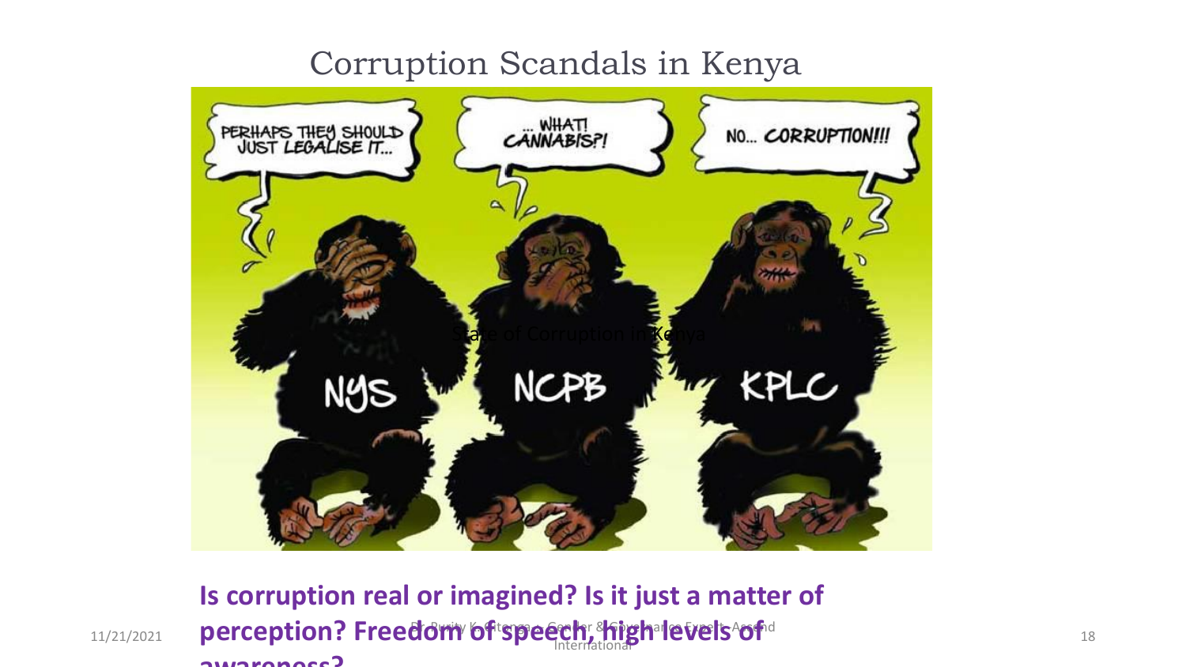# Corruption Scandals in Kenya

State of Corruption in Kenya

**Is corruption real or imagined? Is it just a matter of perception? Freedom of speech, high levels of awareness?**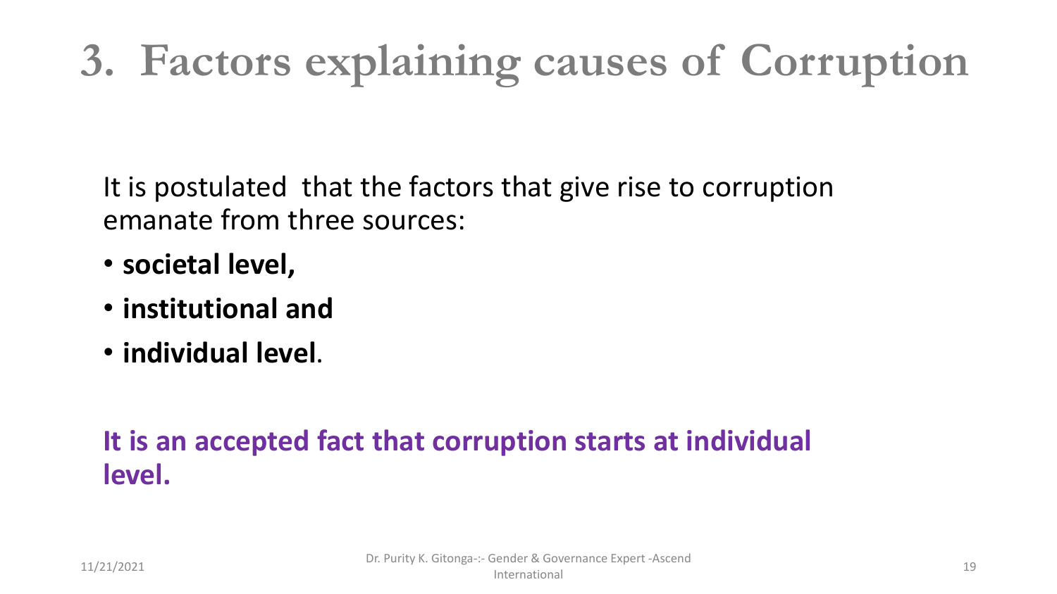# 3. Factors explaining causes of Corruption

It is postulated that the factors that give rise to corruption emanate from three sources:

- **societal level,**
- **institutional and**
- **individual level**.

**It is an accepted fact that corruption starts at individual level.**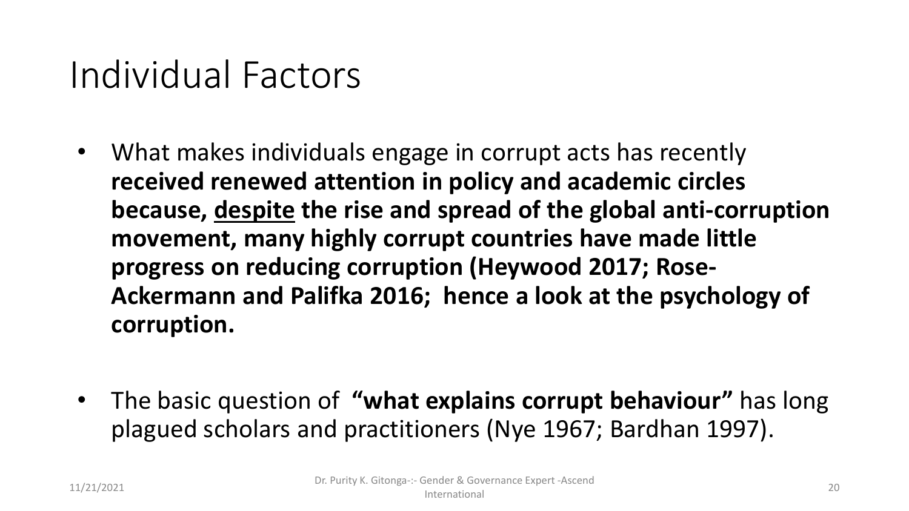# Individual Factors

- What makes individuals engage in corrupt acts has recently **received renewed attention in policy and academic circles because, <u>despite</u> the rise and spread of the global anti-corruption movement, many highly corrupt countries have made little progress on reducing corruption (Heywood 2017; Rose-Ackermann and Palifka 2016; hence a look at the psychology of corruption.**

- The basic question of **"what explains corrupt behaviour"** has long plagued scholars and practitioners (Nye 1967; Bardhan 1997).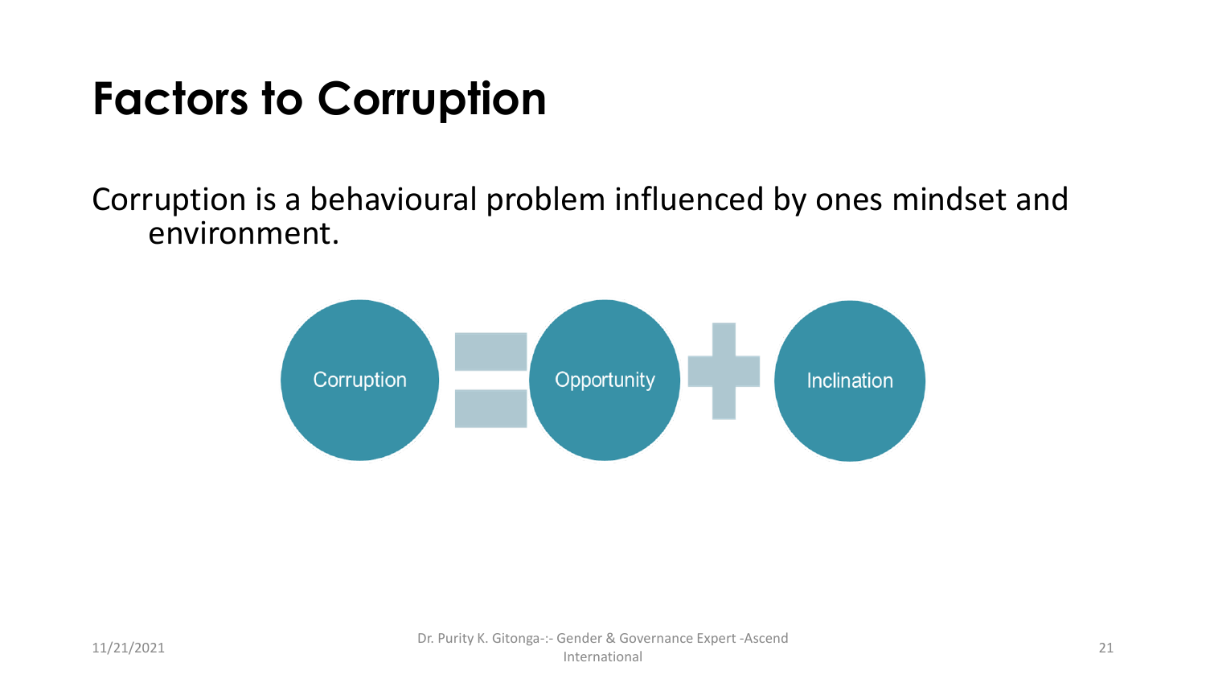# Factors to Corruption

Corruption is a behavioural problem influenced by ones mindset and environment.

Corruption = Opportunity + Inclination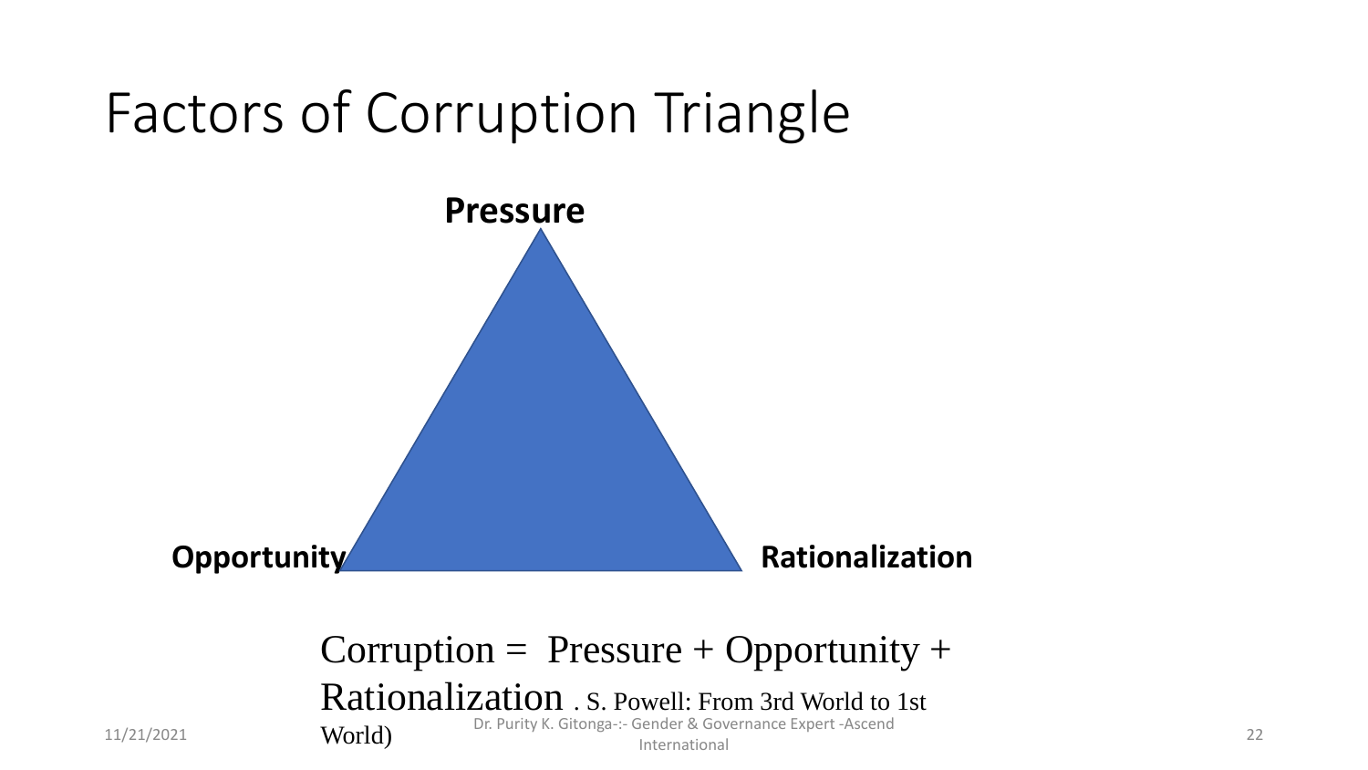# Factors of Corruption Triangle

**Pressure**

**Opportunity** **Rationalization**

Corruption = Pressure + Opportunity + Rationalization . S. Powell: From 3rd World to 1st World)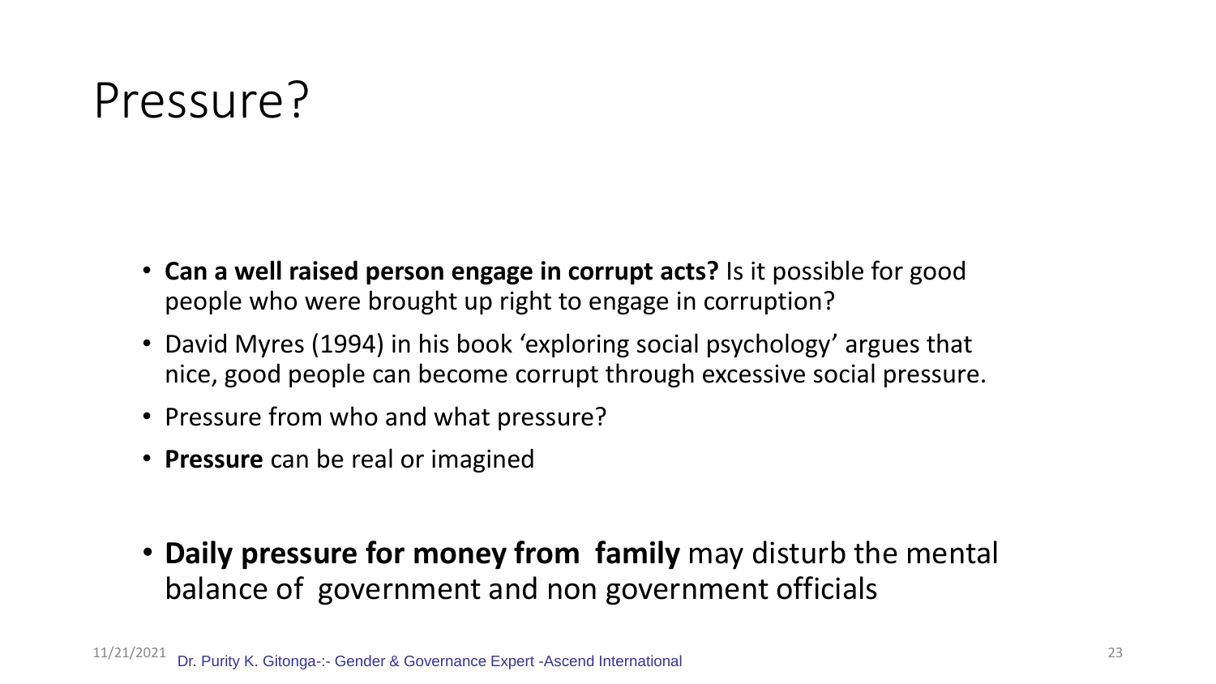# Pressure?

- **Can a well raised person engage in corrupt acts?** Is it possible for good people who were brought up right to engage in corruption?
- David Myres (1994) in his book 'exploring social psychology' argues that nice, good people can become corrupt through excessive social pressure.
- Pressure from who and what pressure?
- **Pressure** can be real or imagined
- **Daily pressure for money from family** may disturb the mental balance of government and non government officials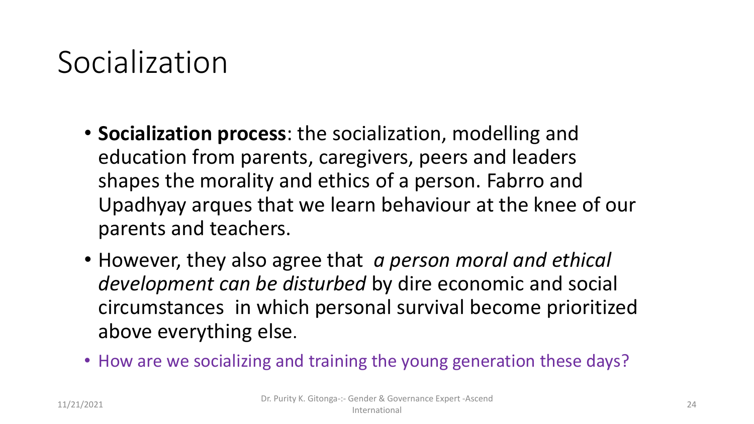# Socialization

- **Socialization process**: the socialization, modelling and education from parents, caregivers, peers and leaders shapes the morality and ethics of a person. Fabrro and Upadhyay arques that we learn behaviour at the knee of our parents and teachers.
- However, they also agree that *a person moral and ethical development can be disturbed* by dire economic and social circumstances in which personal survival become prioritized above everything else.
- How are we socializing and training the young generation these days?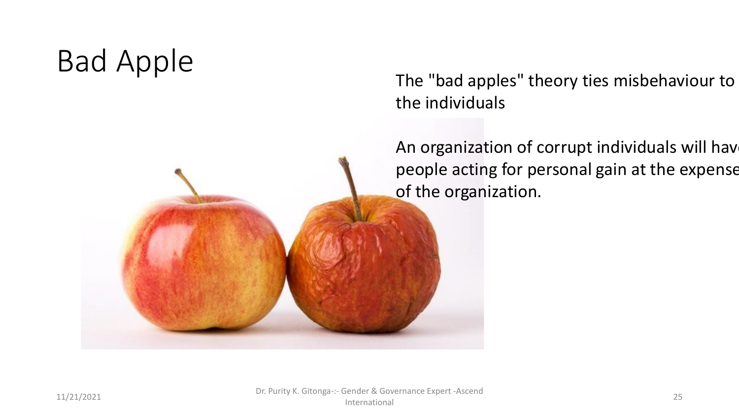# Bad Apple

The "bad apples" theory ties misbehaviour to the individuals

An organization of corrupt individuals will have people acting for personal gain at the expense of the organization.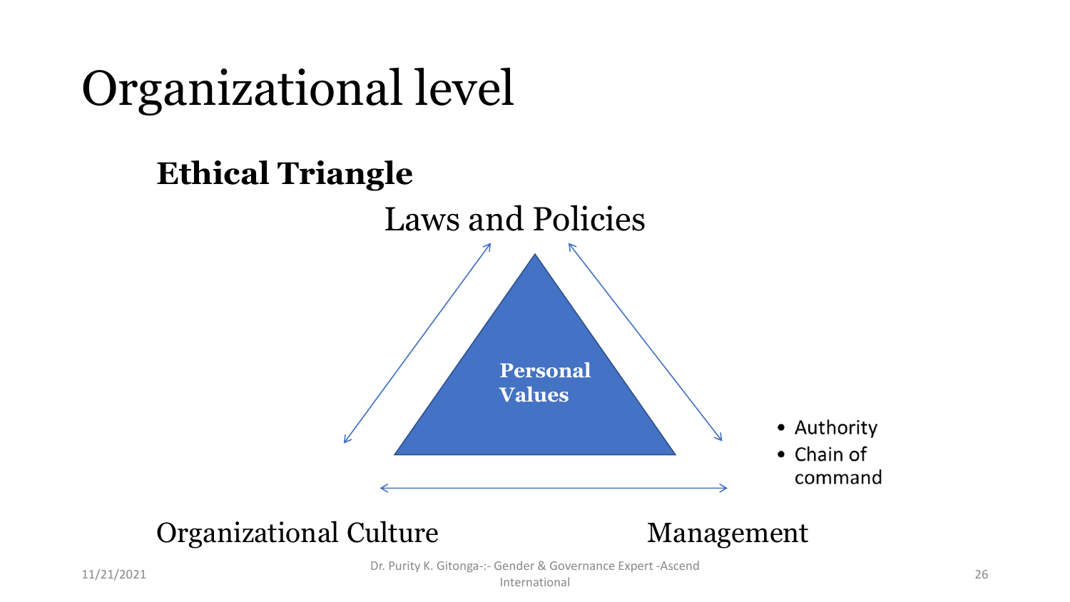# Organizational level

**Ethical Triangle**

Laws and Policies

**Personal Values**

- Authority
- Chain of command

Organizational Culture

Management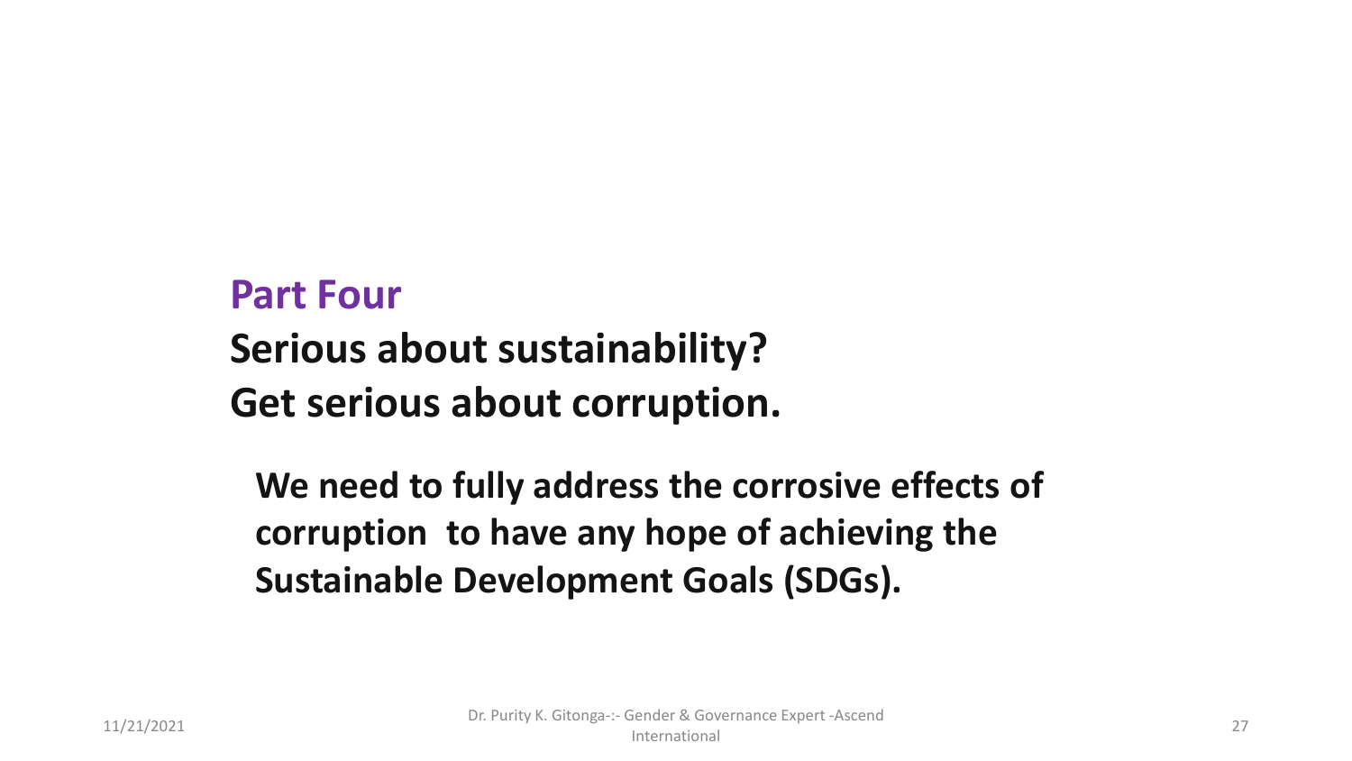## Part Four

## Serious about sustainability? Get serious about corruption.

**We need to fully address the corrosive effects of corruption to have any hope of achieving the Sustainable Development Goals (SDGs).**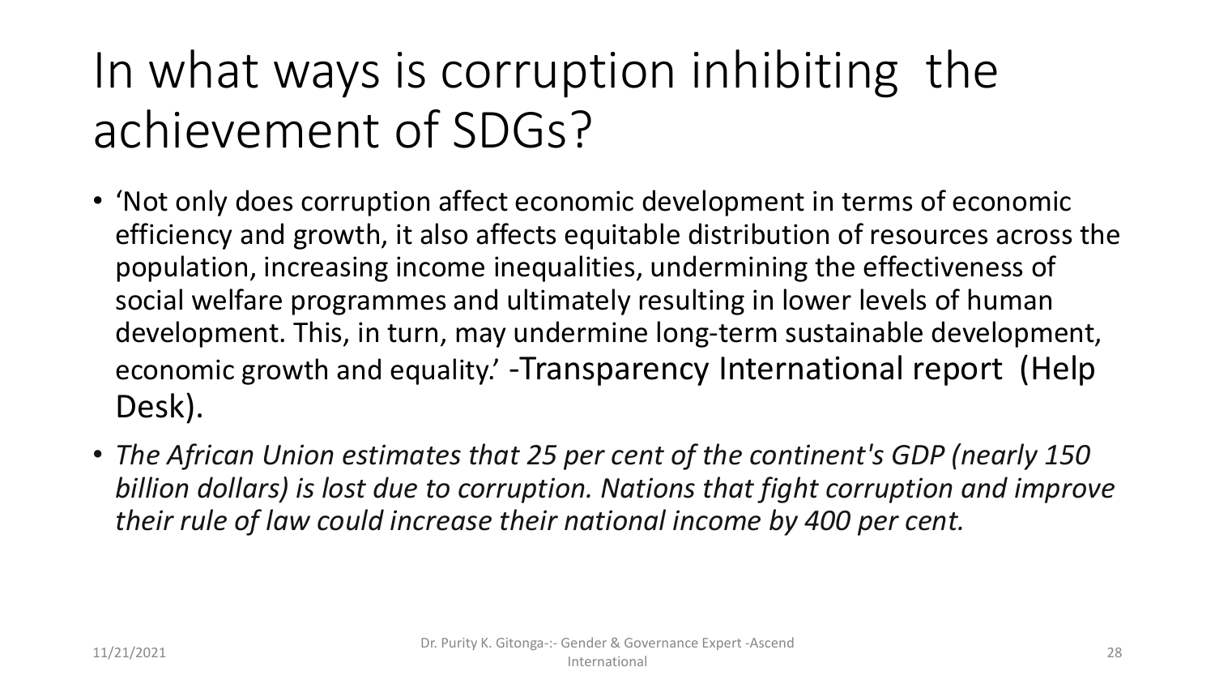# In what ways is corruption inhibiting the achievement of SDGs?

- 'Not only does corruption affect economic development in terms of economic efficiency and growth, it also affects equitable distribution of resources across the population, increasing income inequalities, undermining the effectiveness of social welfare programmes and ultimately resulting in lower levels of human development. This, in turn, may undermine long-term sustainable development, economic growth and equality.' -Transparency International report (Help Desk).
- *The African Union estimates that 25 per cent of the continent's GDP (nearly 150 billion dollars) is lost due to corruption. Nations that fight corruption and improve their rule of law could increase their national income by 400 per cent.*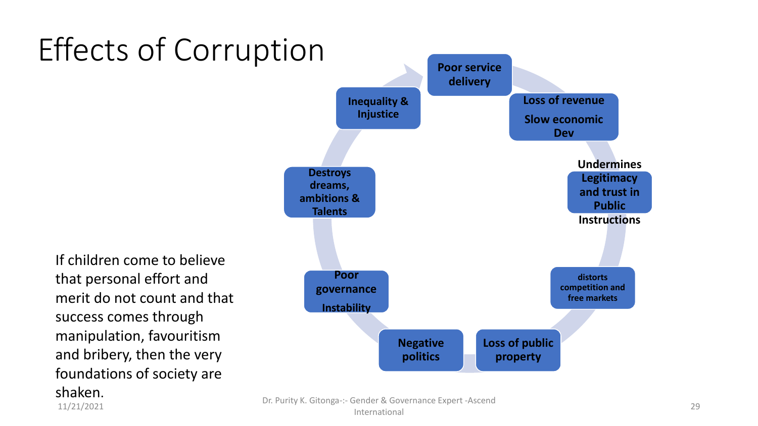# Effects of Corruption

- Poor service delivery
- Loss of revenue
  Slow economic Dev
- Undermines Legitimacy and trust in Public Instructions
- distorts competition and free markets
- Loss of public property
- Negative politics
- Poor governance
  Instability
- Destroys dreams, ambitions & Talents
- Inequality & Injustice

If children come to believe that personal effort and merit do not count and that success comes through manipulation, favouritism and bribery, then the very foundations of society are shaken.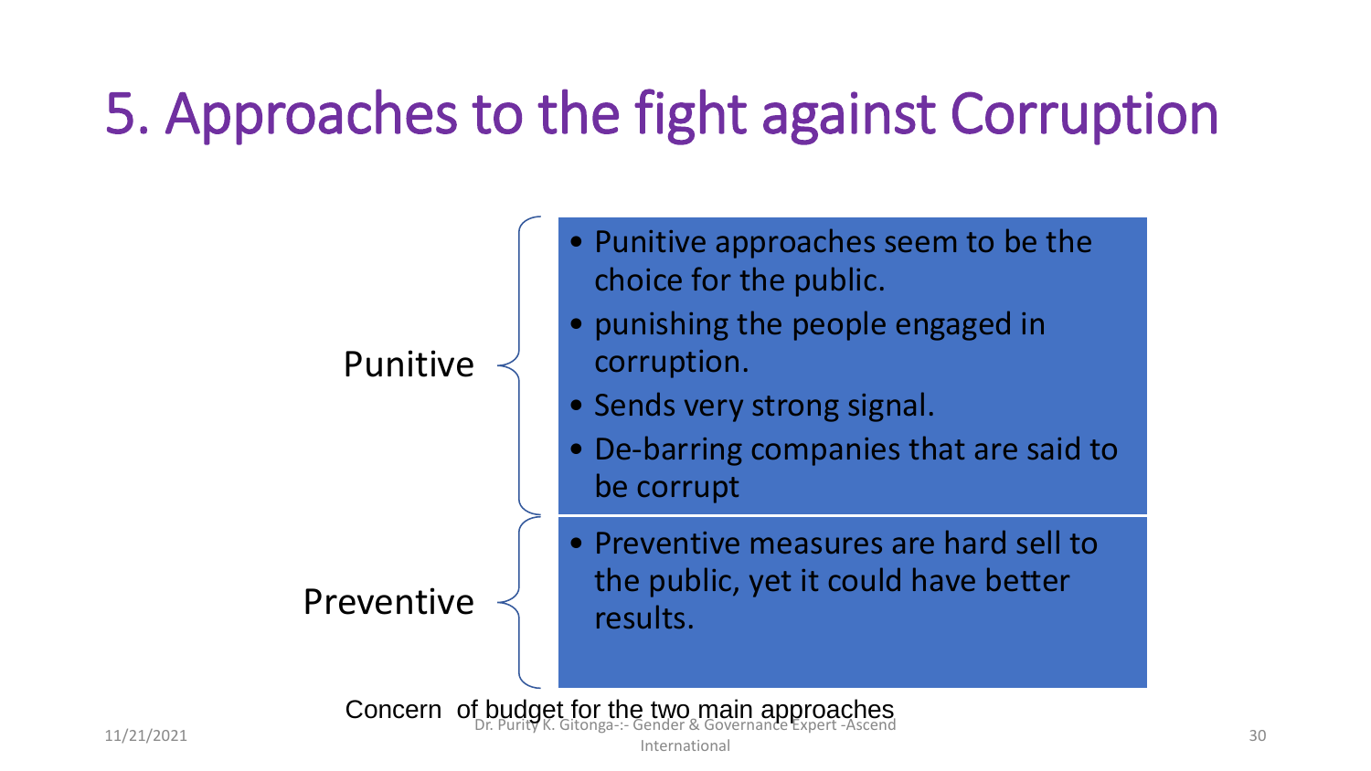# 5. Approaches to the fight against Corruption

**Punitive**

- Punitive approaches seem to be the choice for the public.
- punishing the people engaged in corruption.
- Sends very strong signal.
- De-barring companies that are said to be corrupt

**Preventive**

- Preventive measures are hard sell to the public, yet it could have better results.

Concern of budget for the two main approaches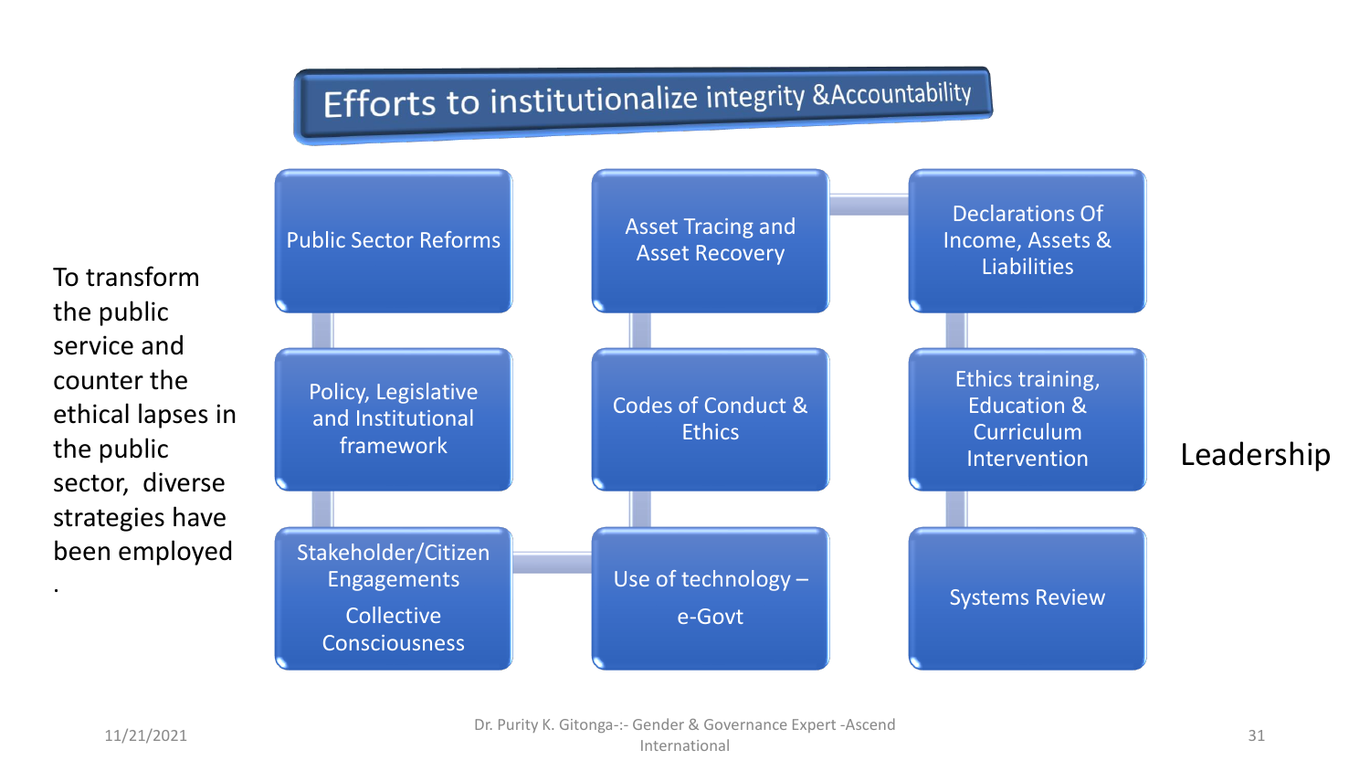# Efforts to institutionalize integrity &Accountability

To transform the public service and counter the ethical lapses in the public sector, diverse strategies have been employed

.

- Public Sector Reforms
- Policy, Legislative and Institutional framework
- Stakeholder/Citizen Engagements

  Collective Consciousness
- Use of technology – e-Govt
- Codes of Conduct & Ethics
- Asset Tracing and Asset Recovery
- Declarations Of Income, Assets & Liabilities
- Ethics training, Education & Curriculum Intervention
- Systems Review

Leadership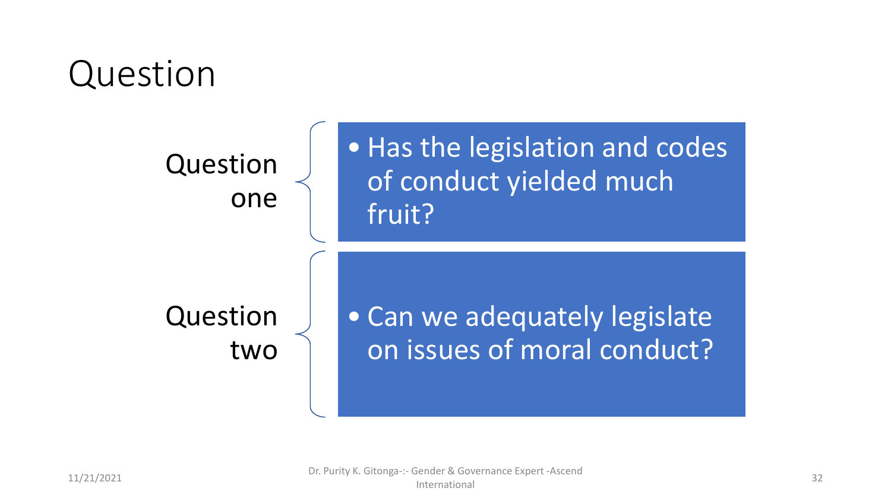# Question

**Question one**

- Has the legislation and codes of conduct yielded much fruit?

**Question two**

- Can we adequately legislate on issues of moral conduct?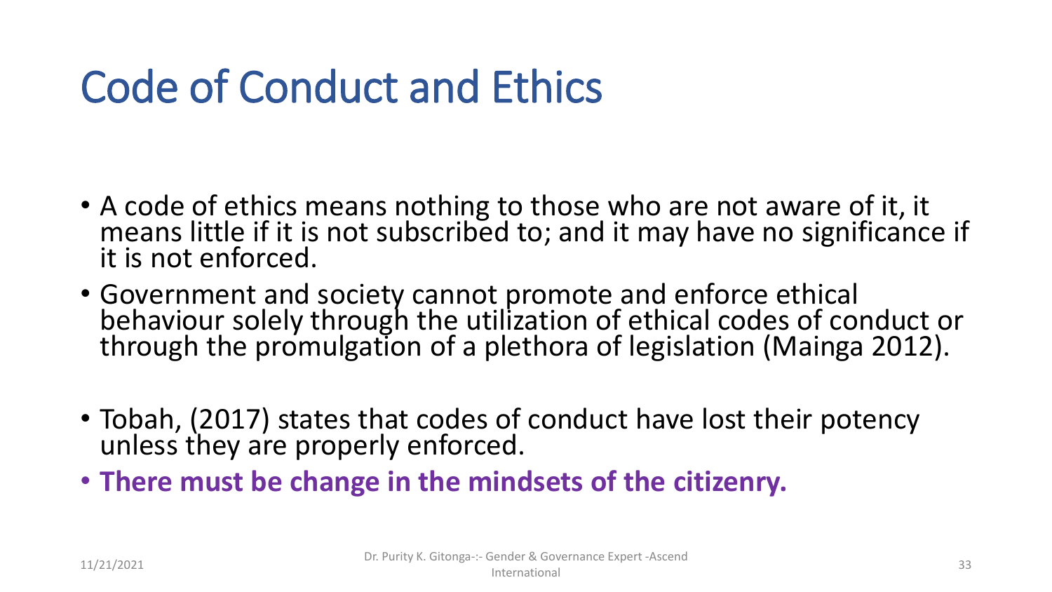# Code of Conduct and Ethics

- A code of ethics means nothing to those who are not aware of it, it means little if it is not subscribed to; and it may have no significance if it is not enforced.
- Government and society cannot promote and enforce ethical behaviour solely through the utilization of ethical codes of conduct or through the promulgation of a plethora of legislation (Mainga 2012).
- Tobah, (2017) states that codes of conduct have lost their potency unless they are properly enforced.
- **There must be change in the mindsets of the citizenry.**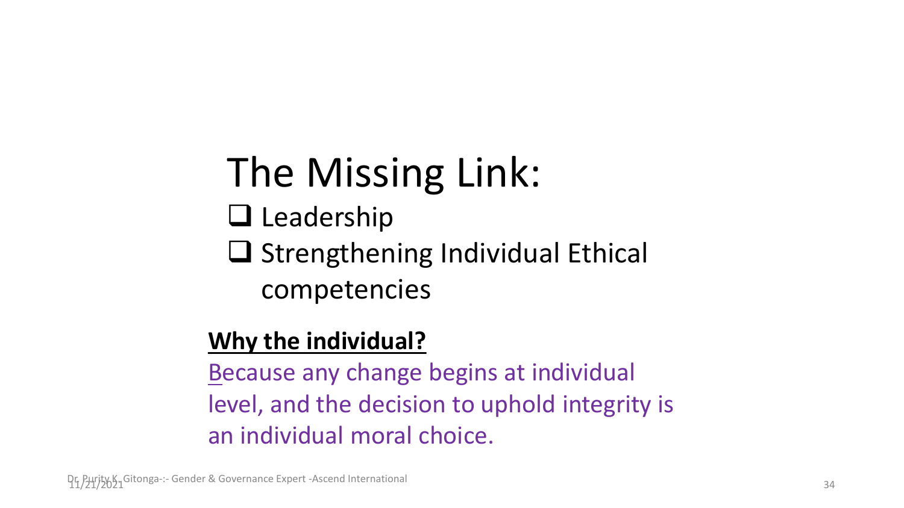# The Missing Link:

- Leadership
- Strengthening Individual Ethical competencies

**Why the individual?**

Because any change begins at individual level, and the decision to uphold integrity is an individual moral choice.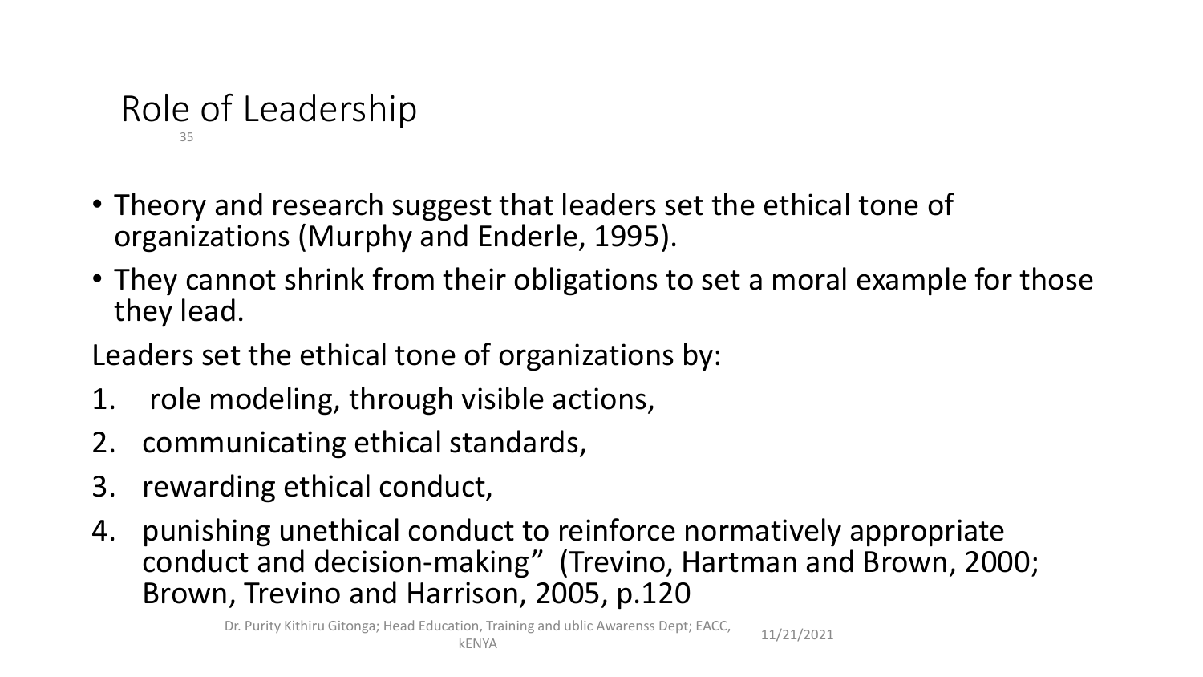# Role of Leadership

- Theory and research suggest that leaders set the ethical tone of organizations (Murphy and Enderle, 1995).
- They cannot shrink from their obligations to set a moral example for those they lead.

Leaders set the ethical tone of organizations by:

1. role modeling, through visible actions,
2. communicating ethical standards,
3. rewarding ethical conduct,
4. punishing unethical conduct to reinforce normatively appropriate conduct and decision-making" (Trevino, Hartman and Brown, 2000; Brown, Trevino and Harrison, 2005, p.120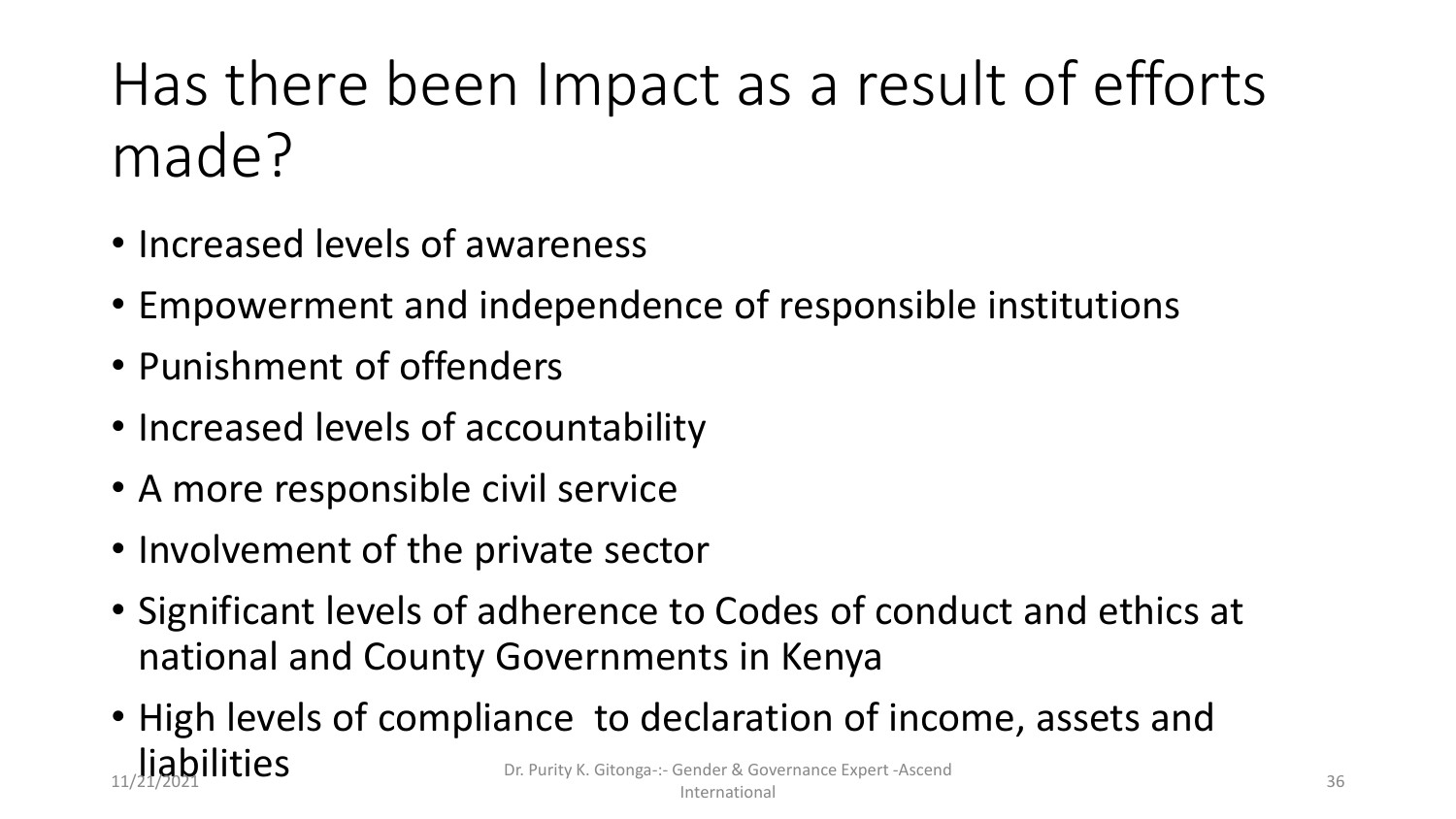# Has there been Impact as a result of efforts made?

- Increased levels of awareness
- Empowerment and independence of responsible institutions
- Punishment of offenders
- Increased levels of accountability
- A more responsible civil service
- Involvement of the private sector
- Significant levels of adherence to Codes of conduct and ethics at national and County Governments in Kenya
- High levels of compliance to declaration of income, assets and liabilities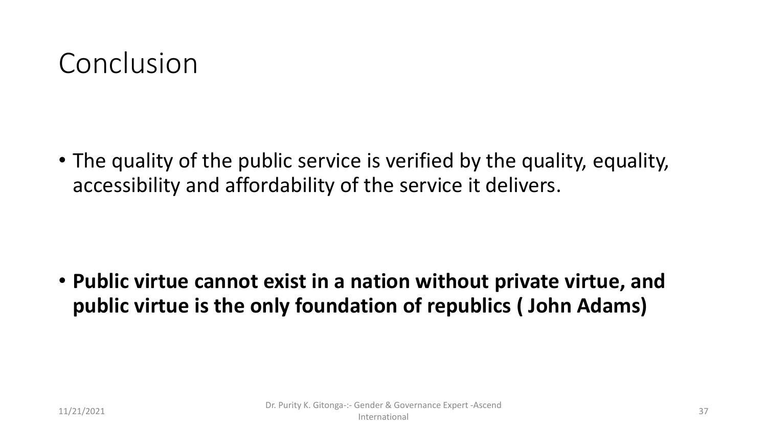# Conclusion

- The quality of the public service is verified by the quality, equality, accessibility and affordability of the service it delivers.

- **Public virtue cannot exist in a nation without private virtue, and public virtue is the only foundation of republics ( John Adams)**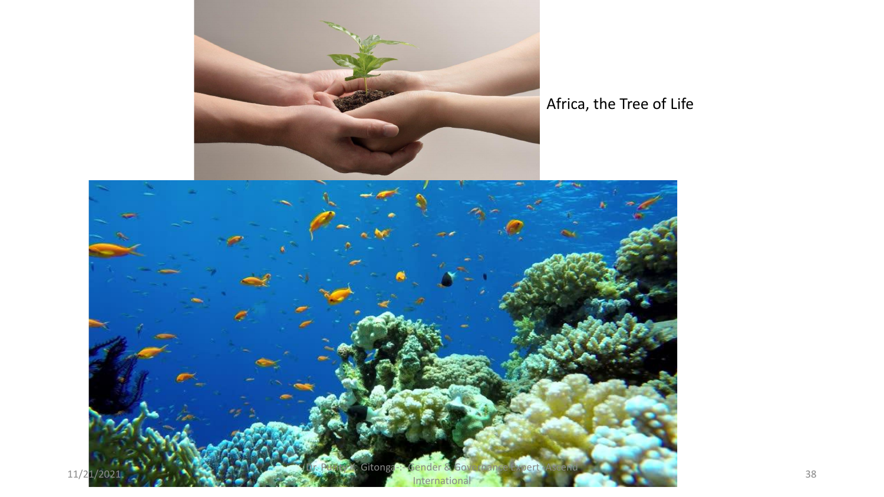Africa, the Tree of Life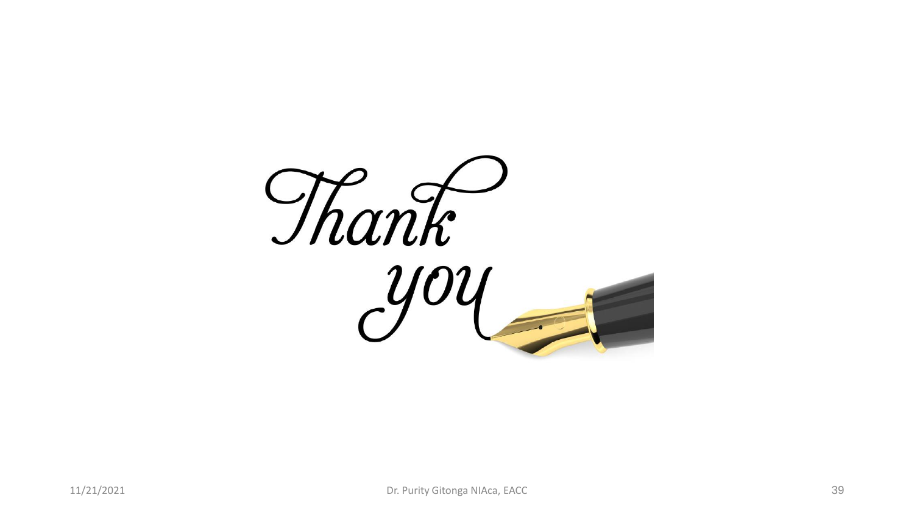Thank you